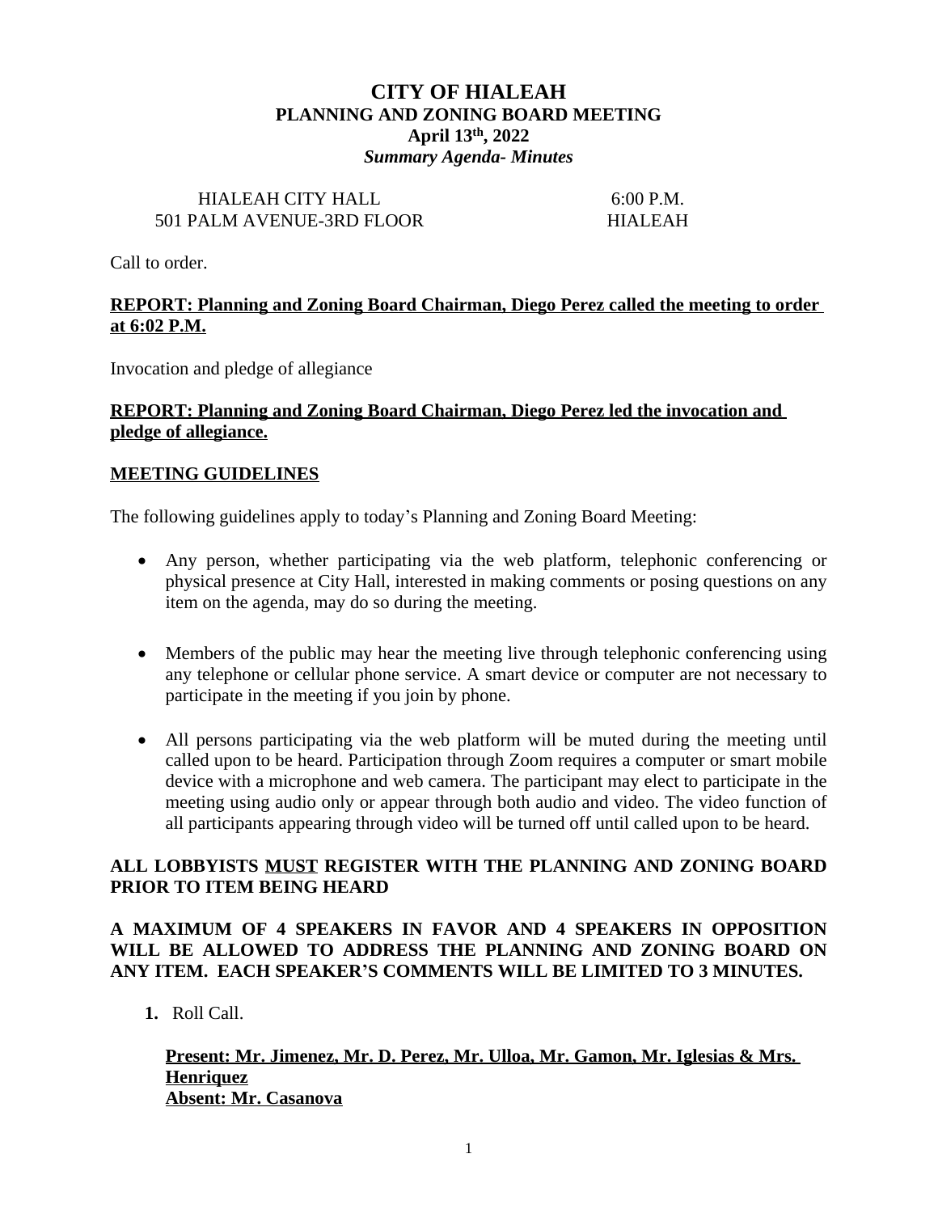# CITY OF HIALEAH
## PLANNING AND ZONING BOARD MEETING
### April 13th, 2022
***Summary Agenda- Minutes***

HIALEAH CITY HALL — 6:00 P.M.
501 PALM AVENUE-3RD FLOOR — HIALEAH

Call to order.

**REPORT: Planning and Zoning Board Chairman, Diego Perez called the meeting to order at 6:02 P.M.**

Invocation and pledge of allegiance

**REPORT: Planning and Zoning Board Chairman, Diego Perez led the invocation and pledge of allegiance.**

**MEETING GUIDELINES**

The following guidelines apply to today's Planning and Zoning Board Meeting:

- Any person, whether participating via the web platform, telephonic conferencing or physical presence at City Hall, interested in making comments or posing questions on any item on the agenda, may do so during the meeting.
- Members of the public may hear the meeting live through telephonic conferencing using any telephone or cellular phone service. A smart device or computer are not necessary to participate in the meeting if you join by phone.
- All persons participating via the web platform will be muted during the meeting until called upon to be heard. Participation through Zoom requires a computer or smart mobile device with a microphone and web camera. The participant may elect to participate in the meeting using audio only or appear through both audio and video. The video function of all participants appearing through video will be turned off until called upon to be heard.

**ALL LOBBYISTS MUST REGISTER WITH THE PLANNING AND ZONING BOARD PRIOR TO ITEM BEING HEARD**

**A MAXIMUM OF 4 SPEAKERS IN FAVOR AND 4 SPEAKERS IN OPPOSITION WILL BE ALLOWED TO ADDRESS THE PLANNING AND ZONING BOARD ON ANY ITEM. EACH SPEAKER'S COMMENTS WILL BE LIMITED TO 3 MINUTES.**

1. Roll Call.

   **Present: Mr. Jimenez, Mr. D. Perez, Mr. Ulloa, Mr. Gamon, Mr. Iglesias & Mrs. Henriquez**
   **Absent: Mr. Casanova**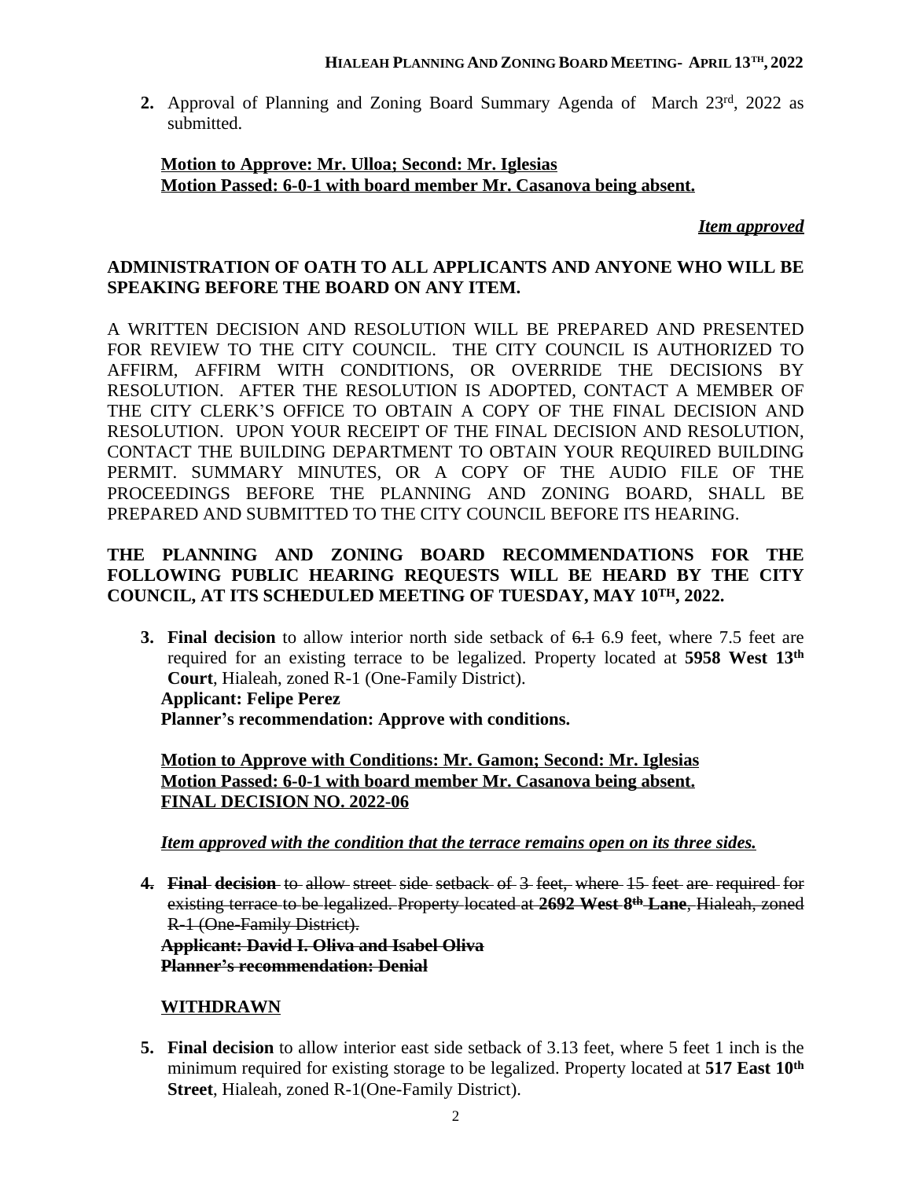2. Approval of Planning and Zoning Board Summary Agenda of March 23rd, 2022 as submitted.

   **Motion to Approve: Mr. Ulloa; Second: Mr. Iglesias**
   **Motion Passed: 6-0-1 with board member Mr. Casanova being absent.**

   ***Item approved***

**ADMINISTRATION OF OATH TO ALL APPLICANTS AND ANYONE WHO WILL BE SPEAKING BEFORE THE BOARD ON ANY ITEM.**

A WRITTEN DECISION AND RESOLUTION WILL BE PREPARED AND PRESENTED FOR REVIEW TO THE CITY COUNCIL. THE CITY COUNCIL IS AUTHORIZED TO AFFIRM, AFFIRM WITH CONDITIONS, OR OVERRIDE THE DECISIONS BY RESOLUTION. AFTER THE RESOLUTION IS ADOPTED, CONTACT A MEMBER OF THE CITY CLERK'S OFFICE TO OBTAIN A COPY OF THE FINAL DECISION AND RESOLUTION. UPON YOUR RECEIPT OF THE FINAL DECISION AND RESOLUTION, CONTACT THE BUILDING DEPARTMENT TO OBTAIN YOUR REQUIRED BUILDING PERMIT. SUMMARY MINUTES, OR A COPY OF THE AUDIO FILE OF THE PROCEEDINGS BEFORE THE PLANNING AND ZONING BOARD, SHALL BE PREPARED AND SUBMITTED TO THE CITY COUNCIL BEFORE ITS HEARING.

**THE PLANNING AND ZONING BOARD RECOMMENDATIONS FOR THE FOLLOWING PUBLIC HEARING REQUESTS WILL BE HEARD BY THE CITY COUNCIL, AT ITS SCHEDULED MEETING OF TUESDAY, MAY 10TH, 2022.**

3. **Final decision** to allow interior north side setback of ~~6.1~~ 6.9 feet, where 7.5 feet are required for an existing terrace to be legalized. Property located at **5958 West 13th Court**, Hialeah, zoned R-1 (One-Family District).
   **Applicant: Felipe Perez**
   **Planner's recommendation: Approve with conditions.**

   **Motion to Approve with Conditions: Mr. Gamon; Second: Mr. Iglesias**
   **Motion Passed: 6-0-1 with board member Mr. Casanova being absent.**
   **FINAL DECISION NO. 2022-06**

   ***Item approved with the condition that the terrace remains open on its three sides.***

4. ~~**Final decision** to allow street side setback of 3 feet, where 15 feet are required for existing terrace to be legalized. Property located at **2692 West 8th Lane**, Hialeah, zoned R-1 (One-Family District).~~
   ~~**Applicant: David I. Oliva and Isabel Oliva**~~
   ~~**Planner's recommendation: Denial**~~

   **WITHDRAWN**

5. **Final decision** to allow interior east side setback of 3.13 feet, where 5 feet 1 inch is the minimum required for existing storage to be legalized. Property located at **517 East 10th Street**, Hialeah, zoned R-1(One-Family District).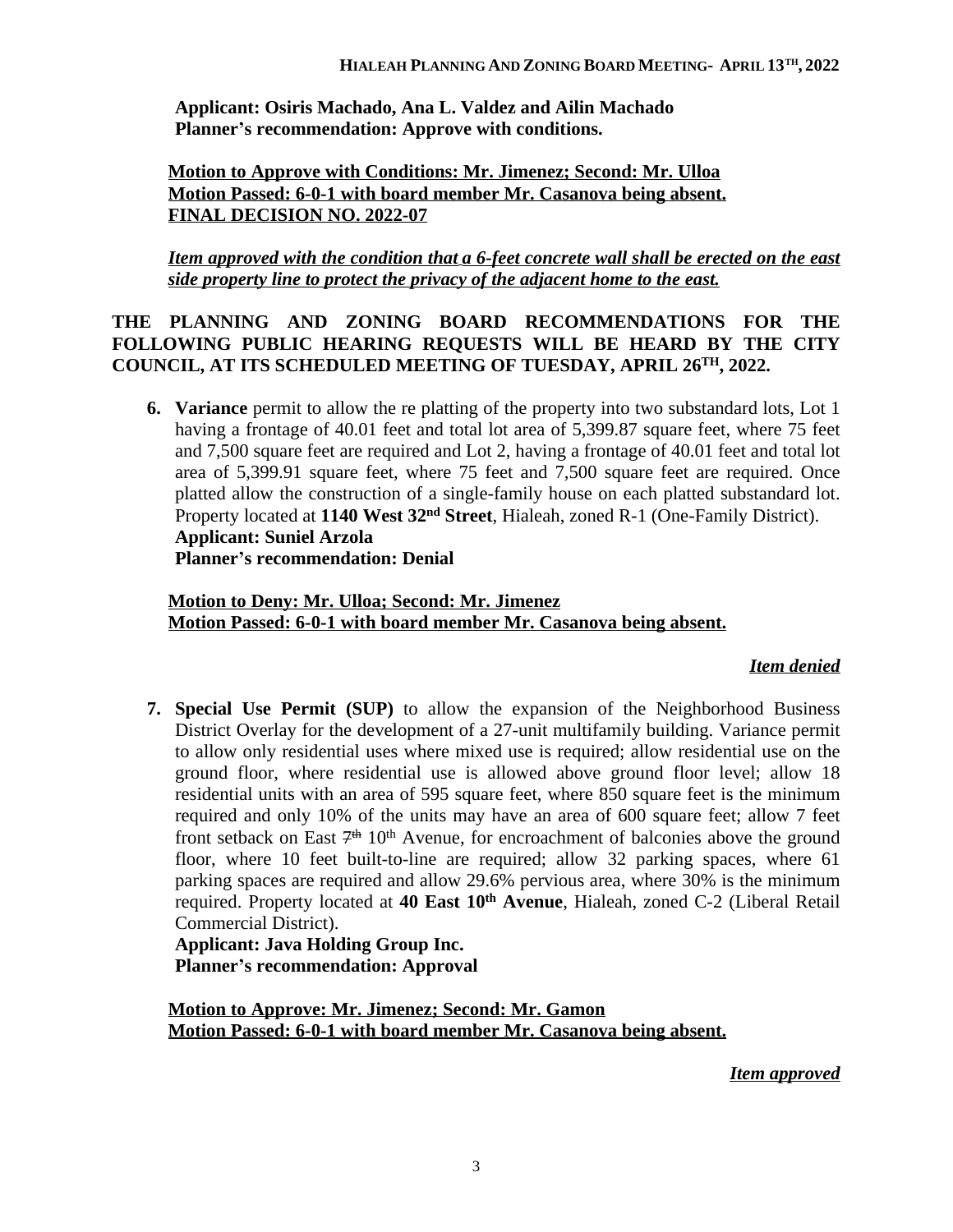**Applicant: Osiris Machado, Ana L. Valdez and Ailin Machado**
**Planner's recommendation: Approve with conditions.**

**Motion to Approve with Conditions: Mr. Jimenez; Second: Mr. Ulloa**
**Motion Passed: 6-0-1 with board member Mr. Casanova being absent.**
**FINAL DECISION NO. 2022-07**

***Item approved with the condition that a 6-feet concrete wall shall be erected on the east side property line to protect the privacy of the adjacent home to the east.***

**THE PLANNING AND ZONING BOARD RECOMMENDATIONS FOR THE FOLLOWING PUBLIC HEARING REQUESTS WILL BE HEARD BY THE CITY COUNCIL, AT ITS SCHEDULED MEETING OF TUESDAY, APRIL 26TH, 2022.**

6. **Variance** permit to allow the re platting of the property into two substandard lots, Lot 1 having a frontage of 40.01 feet and total lot area of 5,399.87 square feet, where 75 feet and 7,500 square feet are required and Lot 2, having a frontage of 40.01 feet and total lot area of 5,399.91 square feet, where 75 feet and 7,500 square feet are required. Once platted allow the construction of a single-family house on each platted substandard lot. Property located at **1140 West 32nd Street**, Hialeah, zoned R-1 (One-Family District).
   **Applicant: Suniel Arzola**
   **Planner's recommendation: Denial**

   **Motion to Deny: Mr. Ulloa; Second: Mr. Jimenez**
   **Motion Passed: 6-0-1 with board member Mr. Casanova being absent.**

   ***Item denied***

7. **Special Use Permit (SUP)** to allow the expansion of the Neighborhood Business District Overlay for the development of a 27-unit multifamily building. Variance permit to allow only residential uses where mixed use is required; allow residential use on the ground floor, where residential use is allowed above ground floor level; allow 18 residential units with an area of 595 square feet, where 850 square feet is the minimum required and only 10% of the units may have an area of 600 square feet; allow 7 feet front setback on East ~~7th~~ 10th Avenue, for encroachment of balconies above the ground floor, where 10 feet built-to-line are required; allow 32 parking spaces, where 61 parking spaces are required and allow 29.6% pervious area, where 30% is the minimum required. Property located at **40 East 10th Avenue**, Hialeah, zoned C-2 (Liberal Retail Commercial District).
   **Applicant: Java Holding Group Inc.**
   **Planner's recommendation: Approval**

   **Motion to Approve: Mr. Jimenez; Second: Mr. Gamon**
   **Motion Passed: 6-0-1 with board member Mr. Casanova being absent.**

   ***Item approved***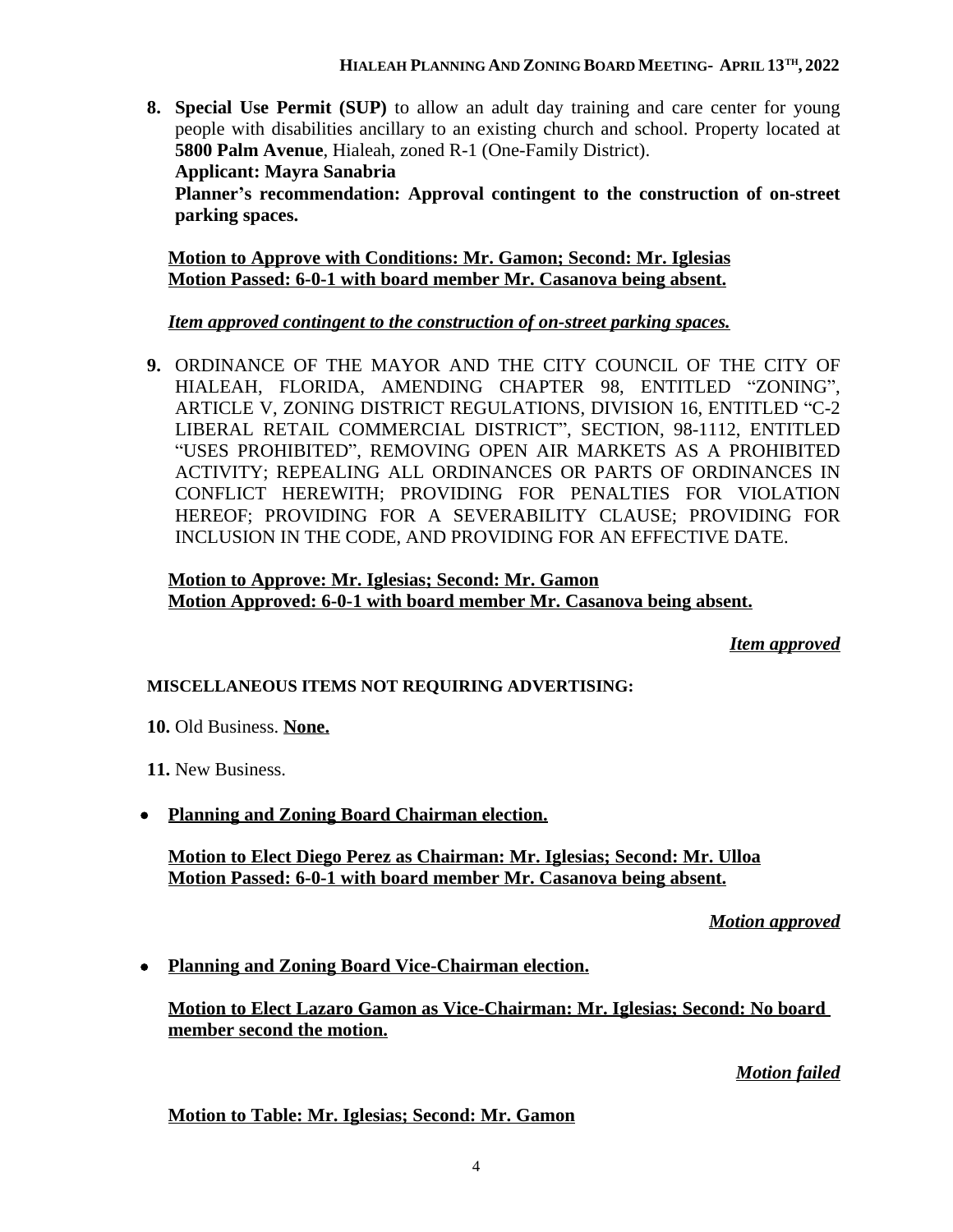8. **Special Use Permit (SUP)** to allow an adult day training and care center for young people with disabilities ancillary to an existing church and school. Property located at **5800 Palm Avenue**, Hialeah, zoned R-1 (One-Family District).
   **Applicant: Mayra Sanabria**
   **Planner's recommendation: Approval contingent to the construction of on-street parking spaces.**

   **Motion to Approve with Conditions: Mr. Gamon; Second: Mr. Iglesias**
   **Motion Passed: 6-0-1 with board member Mr. Casanova being absent.**

   ***Item approved contingent to the construction of on-street parking spaces.***

9. ORDINANCE OF THE MAYOR AND THE CITY COUNCIL OF THE CITY OF HIALEAH, FLORIDA, AMENDING CHAPTER 98, ENTITLED "ZONING", ARTICLE V, ZONING DISTRICT REGULATIONS, DIVISION 16, ENTITLED "C-2 LIBERAL RETAIL COMMERCIAL DISTRICT", SECTION, 98-1112, ENTITLED "USES PROHIBITED", REMOVING OPEN AIR MARKETS AS A PROHIBITED ACTIVITY; REPEALING ALL ORDINANCES OR PARTS OF ORDINANCES IN CONFLICT HEREWITH; PROVIDING FOR PENALTIES FOR VIOLATION HEREOF; PROVIDING FOR A SEVERABILITY CLAUSE; PROVIDING FOR INCLUSION IN THE CODE, AND PROVIDING FOR AN EFFECTIVE DATE.

   **Motion to Approve: Mr. Iglesias; Second: Mr. Gamon**
   **Motion Approved: 6-0-1 with board member Mr. Casanova being absent.**

   ***Item approved***

**MISCELLANEOUS ITEMS NOT REQUIRING ADVERTISING:**

10. Old Business. **None.**

11. New Business.

- **Planning and Zoning Board Chairman election.**

  **Motion to Elect Diego Perez as Chairman: Mr. Iglesias; Second: Mr. Ulloa**
  **Motion Passed: 6-0-1 with board member Mr. Casanova being absent.**

  ***Motion approved***

- **Planning and Zoning Board Vice-Chairman election.**

  **Motion to Elect Lazaro Gamon as Vice-Chairman: Mr. Iglesias; Second: No board member second the motion.**

  ***Motion failed***

  **Motion to Table: Mr. Iglesias; Second: Mr. Gamon**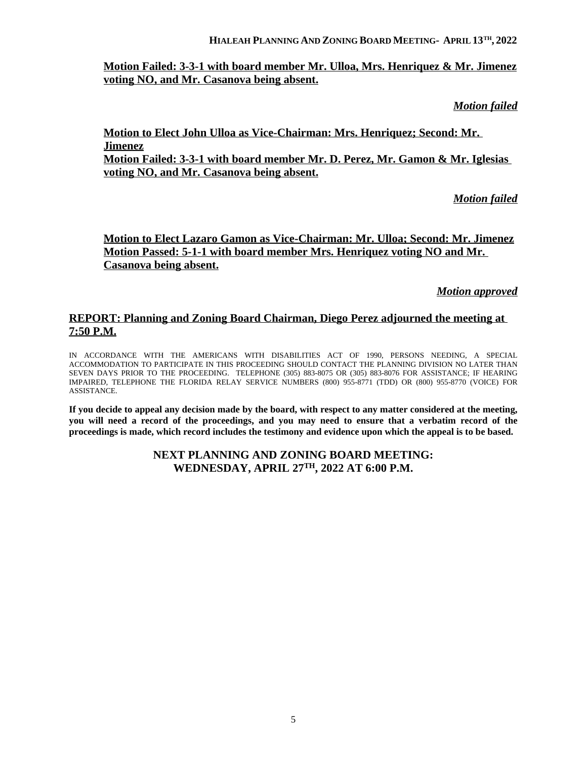**Motion Failed: 3-3-1 with board member Mr. Ulloa, Mrs. Henriquez & Mr. Jimenez voting NO, and Mr. Casanova being absent.**

***Motion failed***

**Motion to Elect John Ulloa as Vice-Chairman: Mrs. Henriquez; Second: Mr. Jimenez**
**Motion Failed: 3-3-1 with board member Mr. D. Perez, Mr. Gamon & Mr. Iglesias voting NO, and Mr. Casanova being absent.**

***Motion failed***

**Motion to Elect Lazaro Gamon as Vice-Chairman: Mr. Ulloa; Second: Mr. Jimenez**
**Motion Passed: 5-1-1 with board member Mrs. Henriquez voting NO and Mr. Casanova being absent.**

***Motion approved***

**REPORT: Planning and Zoning Board Chairman, Diego Perez adjourned the meeting at 7:50 P.M.**

IN ACCORDANCE WITH THE AMERICANS WITH DISABILITIES ACT OF 1990, PERSONS NEEDING, A SPECIAL ACCOMMODATION TO PARTICIPATE IN THIS PROCEEDING SHOULD CONTACT THE PLANNING DIVISION NO LATER THAN SEVEN DAYS PRIOR TO THE PROCEEDING. TELEPHONE (305) 883-8075 OR (305) 883-8076 FOR ASSISTANCE; IF HEARING IMPAIRED, TELEPHONE THE FLORIDA RELAY SERVICE NUMBERS (800) 955-8771 (TDD) OR (800) 955-8770 (VOICE) FOR ASSISTANCE.

**If you decide to appeal any decision made by the board, with respect to any matter considered at the meeting, you will need a record of the proceedings, and you may need to ensure that a verbatim record of the proceedings is made, which record includes the testimony and evidence upon which the appeal is to be based.**

**NEXT PLANNING AND ZONING BOARD MEETING:**
**WEDNESDAY, APRIL 27TH, 2022 AT 6:00 P.M.**